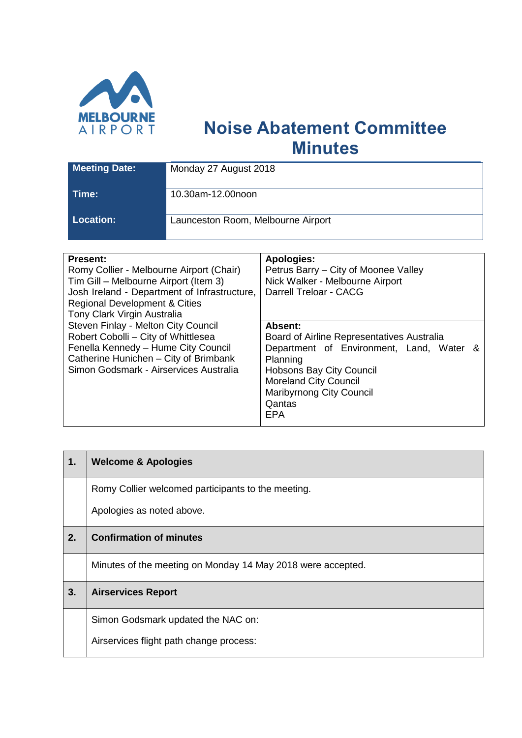# Noise Abatement Committee Minutes

| | |
|---|---|
| **Meeting Date:** | Monday 27 August 2018 |
| **Time:** | 10.30am-12.00noon |
| **Location:** | Launceston Room, Melbourne Airport |

| **Present:** | **Apologies:** |
|---|---|
| Romy Collier - Melbourne Airport (Chair)<br>Tim Gill – Melbourne Airport (Item 3)<br>Josh Ireland - Department of Infrastructure, Regional Development & Cities<br>Tony Clark Virgin Australia<br>Steven Finlay - Melton City Council<br>Robert Cobolli – City of Whittlesea<br>Fenella Kennedy – Hume City Council<br>Catherine Hunichen – City of Brimbank<br>Simon Godsmark - Airservices Australia | Petrus Barry – City of Moonee Valley<br>Nick Walker - Melbourne Airport<br>Darrell Treloar - CACG<br><br>**Absent:**<br>Board of Airline Representatives Australia<br>Department of Environment, Land, Water & Planning<br>Hobsons Bay City Council<br>Moreland City Council<br>Maribyrnong City Council<br>Qantas<br>EPA |

| | |
|---|---|
| **1.** | **Welcome & Apologies** |
| | Romy Collier welcomed participants to the meeting.<br><br>Apologies as noted above. |
| **2.** | **Confirmation of minutes** |
| | Minutes of the meeting on Monday 14 May 2018 were accepted. |
| **3.** | **Airservices Report** |
| | Simon Godsmark updated the NAC on:<br><br>Airservices flight path change process: |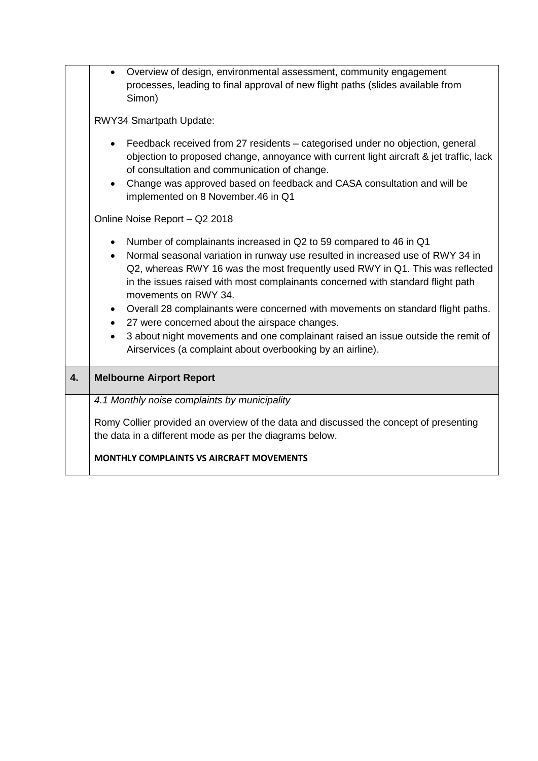|  |  |
|---|---|
|  | • Overview of design, environmental assessment, community engagement processes, leading to final approval of new flight paths (slides available from Simon)<br><br>RWY34 Smartpath Update:<br><br>• Feedback received from 27 residents – categorised under no objection, general objection to proposed change, annoyance with current light aircraft & jet traffic, lack of consultation and communication of change.<br>• Change was approved based on feedback and CASA consultation and will be implemented on 8 November.46 in Q1<br><br>Online Noise Report – Q2 2018<br><br>• Number of complainants increased in Q2 to 59 compared to 46 in Q1<br>• Normal seasonal variation in runway use resulted in increased use of RWY 34 in Q2, whereas RWY 16 was the most frequently used RWY in Q1. This was reflected in the issues raised with most complainants concerned with standard flight path movements on RWY 34.<br>• Overall 28 complainants were concerned with movements on standard flight paths.<br>• 27 were concerned about the airspace changes.<br>• 3 about night movements and one complainant raised an issue outside the remit of Airservices (a complaint about overbooking by an airline). |
| **4.** | **Melbourne Airport Report** |
|  | *4.1 Monthly noise complaints by municipality*<br><br>Romy Collier provided an overview of the data and discussed the concept of presenting the data in a different mode as per the diagrams below.<br><br>**MONTHLY COMPLAINTS VS AIRCRAFT MOVEMENTS** |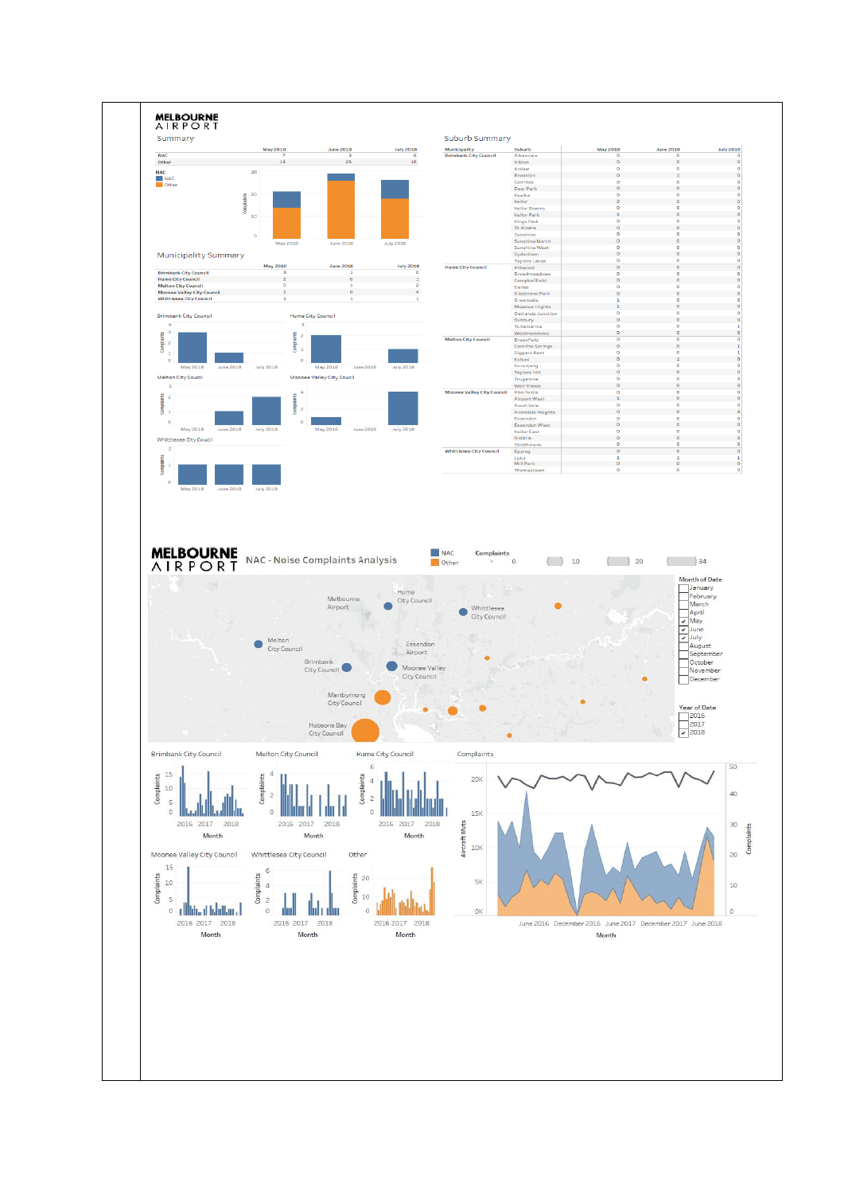**MELBOURNE AIRPORT**

Summary

| | May 2018 | June 2018 | July 2018 |
|---|---|---|---|
| NAC | 7 | 3 | 8 |
| Other | 14 | 26 | 18 |

Municipality Summary

| | May 2018 | June 2018 | July 2018 |
|---|---|---|---|
| Brimbank City Council | 3 | 1 | 0 |
| Hume City Council | 2 | 0 | 1 |
| Melton City Council | 0 | 1 | 2 |
| Moonee Valley City Council | 1 | 0 | 4 |
| Whittlesea City Council | 1 | 1 | 1 |

Suburb Summary

| Municipality | Suburb | May 2018 | June 2018 | July 2018 |
|---|---|---|---|---|
| Brimbank City Council | Albanvale | 0 | 0 | 0 |
| | Albion | 0 | 0 | 0 |
| | Ardeer | 0 | 0 | 0 |
| | Brooklyn | 0 | 1 | 0 |
| | Cairnlea | 0 | 0 | 0 |
| | Deer Park | 0 | 0 | 0 |
| | Kealba | 0 | 0 | 0 |
| | Keilor | 2 | 0 | 0 |
| | Keilor Downs | 0 | 0 | 0 |
| | Keilor Park | 1 | 0 | 0 |
| | Kings Park | 0 | 0 | 0 |
| | St Albans | 0 | 0 | 0 |
| | Sunshine | 0 | 0 | 0 |
| | Sunshine North | 0 | 0 | 0 |
| | Sunshine West | 0 | 0 | 0 |
| | Sydenham | 0 | 0 | 0 |
| | Taylors Lakes | 0 | 0 | 0 |
| Hume City Council | Attwood | 0 | 0 | 0 |
| | Broadmeadows | 0 | 0 | 0 |
| | Campbellfield | 0 | 0 | 0 |
| | Dallas | 0 | 0 | 0 |
| | Gladstone Park | 0 | 0 | 0 |
| | Greenvale | 1 | 0 | 0 |
| | Meadow Heights | 1 | 0 | 0 |
| | Oaklands Junction | 0 | 0 | 0 |
| | Sunbury | 0 | 0 | 0 |
| | Tullamarine | 0 | 0 | 1 |
| | Westmeadows | 0 | 0 | 0 |
| Melton City Council | Brookfield | 0 | 0 | 0 |
| | Caroline Springs | 0 | 0 | 1 |
| | Diggers Rest | 0 | 0 | 1 |
| | Exford | 0 | 1 | 0 |
| | Rockbank | 0 | 0 | 0 |
| | Taylors Hill | 0 | 0 | 0 |
| | Truganina | 0 | 0 | 0 |
| | Weir Views | 0 | 0 | 0 |
| Moonee Valley City Council | Aberfeldie | 0 | 0 | 0 |
| | Airport West | 1 | 0 | 0 |
| | Ascot Vale | 0 | 0 | 0 |
| | Avondale Heights | 0 | 0 | 4 |
| | Essendon | 0 | 0 | 0 |
| | Essendon West | 0 | 0 | 0 |
| | Keilor East | 0 | 0 | 0 |
| | Niddrie | 0 | 0 | 0 |
| | Strathmore | 0 | 0 | 0 |
| Whittlesea City Council | Epping | 0 | 0 | 0 |
| | Lalor | 1 | 1 | 1 |
| | Mill Park | 0 | 0 | 0 |
| | Thomastown | 0 | 0 | 0 |

**MELBOURNE AIRPORT** NAC - Noise Complaints Analysis

Month of Date: January, February, March, April, ☑ May, ☑ June, ☑ July, August, September, October, November, December

Year of Date: 2016, 2017, ☑ 2018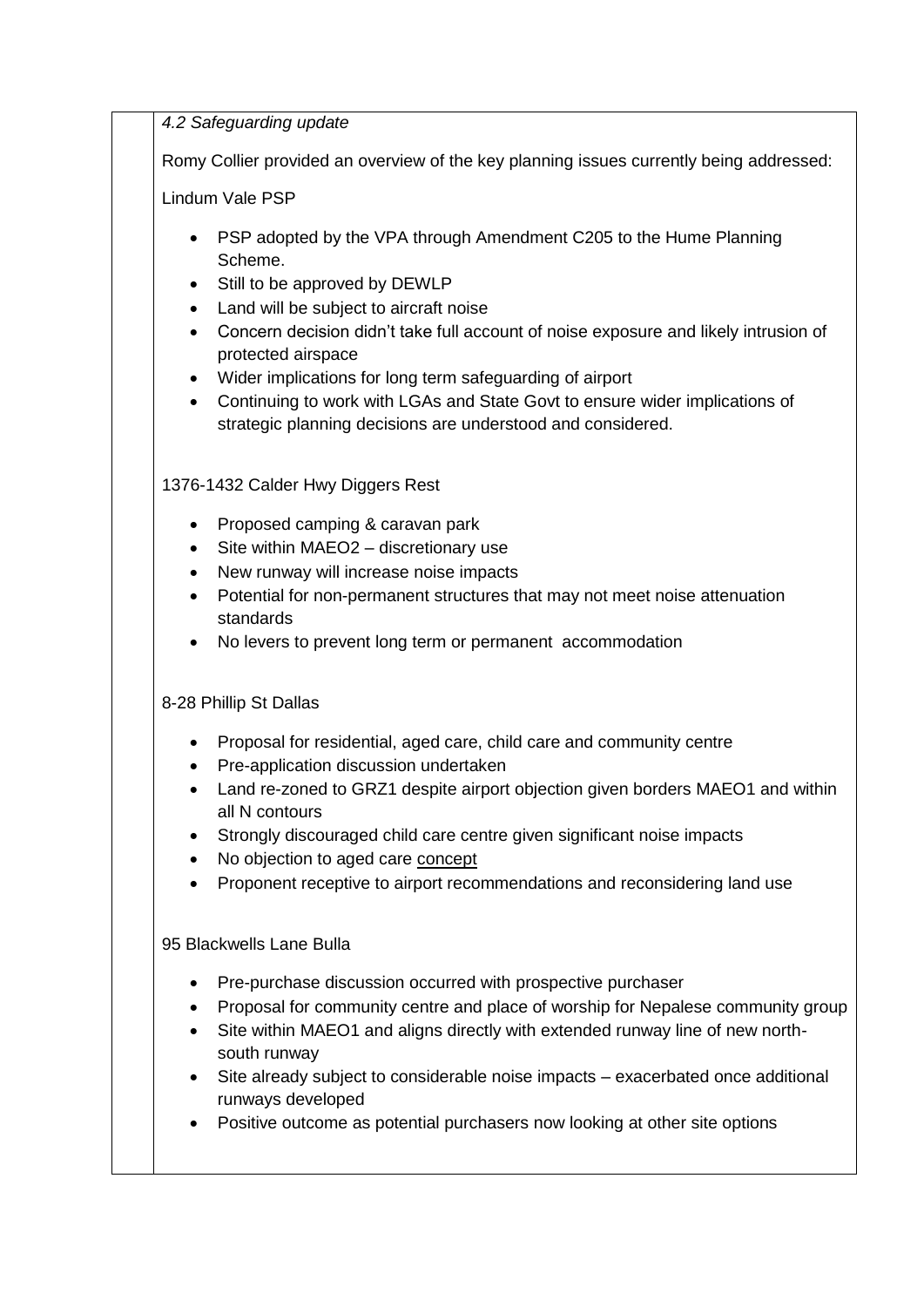*4.2 Safeguarding update*

Romy Collier provided an overview of the key planning issues currently being addressed:

Lindum Vale PSP

- PSP adopted by the VPA through Amendment C205 to the Hume Planning Scheme.
- Still to be approved by DEWLP
- Land will be subject to aircraft noise
- Concern decision didn't take full account of noise exposure and likely intrusion of protected airspace
- Wider implications for long term safeguarding of airport
- Continuing to work with LGAs and State Govt to ensure wider implications of strategic planning decisions are understood and considered.

1376-1432 Calder Hwy Diggers Rest

- Proposed camping & caravan park
- Site within MAEO2 – discretionary use
- New runway will increase noise impacts
- Potential for non-permanent structures that may not meet noise attenuation standards
- No levers to prevent long term or permanent accommodation

8-28 Phillip St Dallas

- Proposal for residential, aged care, child care and community centre
- Pre-application discussion undertaken
- Land re-zoned to GRZ1 despite airport objection given borders MAEO1 and within all N contours
- Strongly discouraged child care centre given significant noise impacts
- No objection to aged care concept
- Proponent receptive to airport recommendations and reconsidering land use

95 Blackwells Lane Bulla

- Pre-purchase discussion occurred with prospective purchaser
- Proposal for community centre and place of worship for Nepalese community group
- Site within MAEO1 and aligns directly with extended runway line of new north-south runway
- Site already subject to considerable noise impacts – exacerbated once additional runways developed
- Positive outcome as potential purchasers now looking at other site options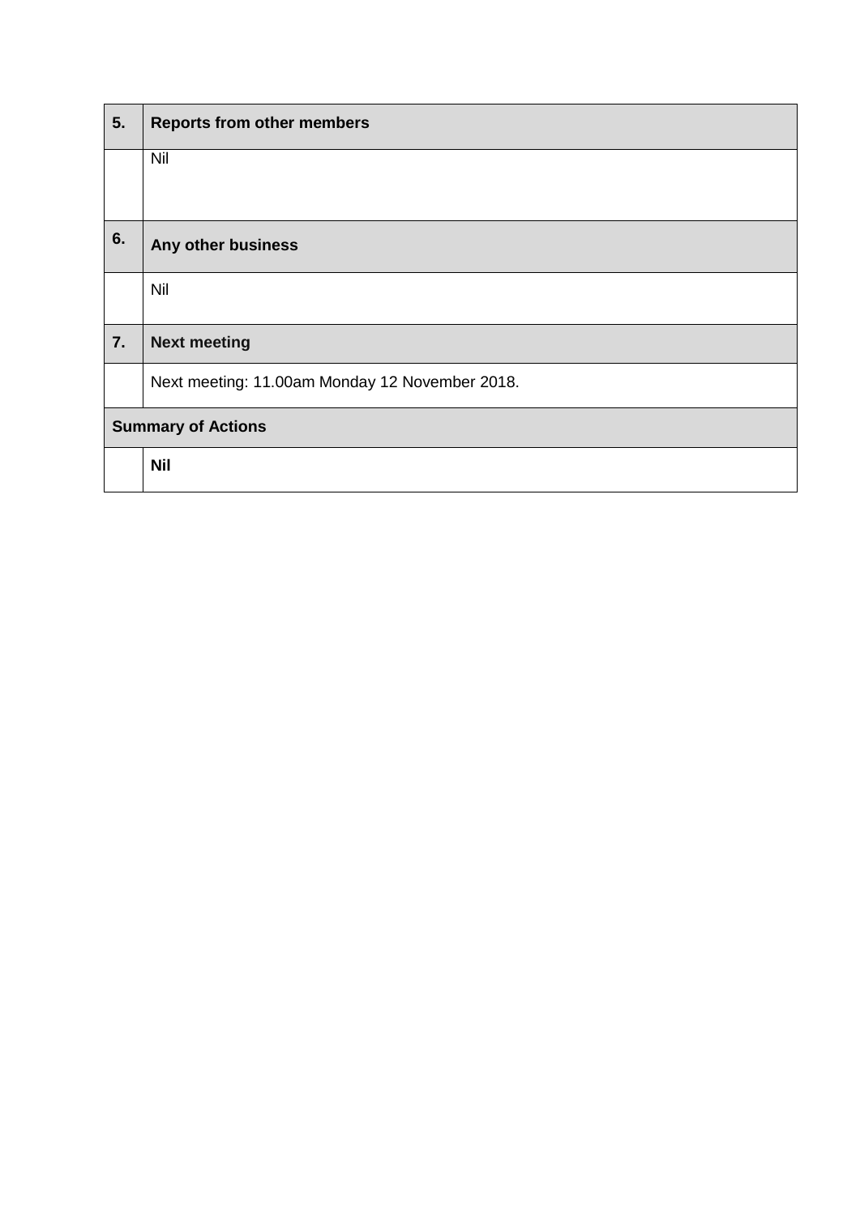| | |
|---|---|
| **5.** | **Reports from other members** |
| | Nil |
| **6.** | **Any other business** |
| | Nil |
| **7.** | **Next meeting** |
| | Next meeting: 11.00am Monday 12 November 2018. |
| **Summary of Actions** | |
| | **Nil** |